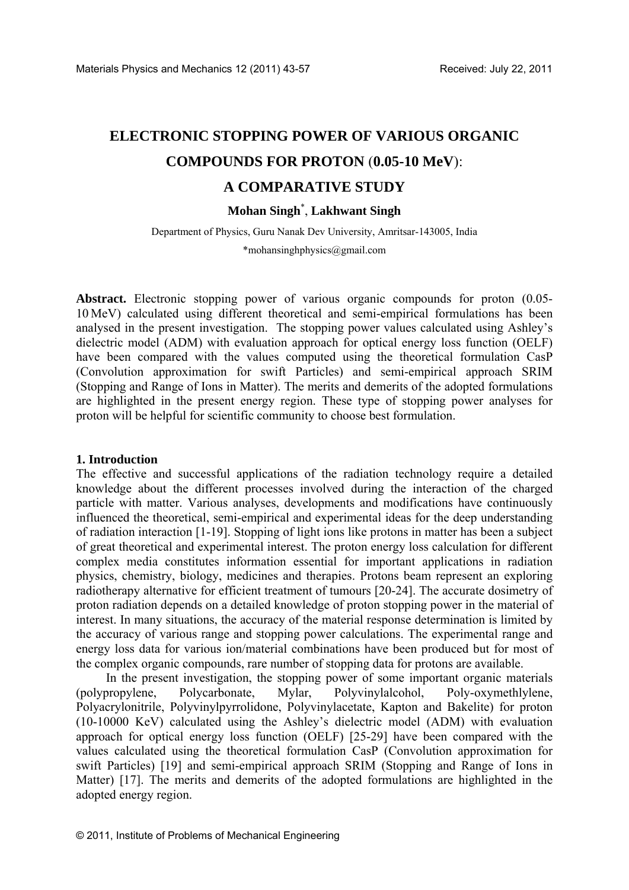# ELECTRONIC STOPPING POWER OF VARIOUS ORGANIC COMPOUNDS FOR PROTON (0.05-10 MeV): A COMPARATIVE STUDY

**Mohan Singh[*], Lakhwant Singh**

Department of Physics, Guru Nanak Dev University, Amritsar-143005, India

*mohansinghphysics@gmail.com

**Abstract.** Electronic stopping power of various organic compounds for proton (0.05-10 MeV) calculated using different theoretical and semi-empirical formulations has been analysed in the present investigation. The stopping power values calculated using Ashley's dielectric model (ADM) with evaluation approach for optical energy loss function (OELF) have been compared with the values computed using the theoretical formulation CasP (Convolution approximation for swift Particles) and semi-empirical approach SRIM (Stopping and Range of Ions in Matter). The merits and demerits of the adopted formulations are highlighted in the present energy region. These type of stopping power analyses for proton will be helpful for scientific community to choose best formulation.

### 1. Introduction

The effective and successful applications of the radiation technology require a detailed knowledge about the different processes involved during the interaction of the charged particle with matter. Various analyses, developments and modifications have continuously influenced the theoretical, semi-empirical and experimental ideas for the deep understanding of radiation interaction [1-19]. Stopping of light ions like protons in matter has been a subject of great theoretical and experimental interest. The proton energy loss calculation for different complex media constitutes information essential for important applications in radiation physics, chemistry, biology, medicines and therapies. Protons beam represent an exploring radiotherapy alternative for efficient treatment of tumours [20-24]. The accurate dosimetry of proton radiation depends on a detailed knowledge of proton stopping power in the material of interest. In many situations, the accuracy of the material response determination is limited by the accuracy of various range and stopping power calculations. The experimental range and energy loss data for various ion/material combinations have been produced but for most of the complex organic compounds, rare number of stopping data for protons are available.

In the present investigation, the stopping power of some important organic materials (polypropylene, Polycarbonate, Mylar, Polyvinylalcohol, Poly-oxymethlylene, Polyacrylonitrile, Polyvinylpyrrolidone, Polyvinylacetate, Kapton and Bakelite) for proton (10-10000 KeV) calculated using the Ashley's dielectric model (ADM) with evaluation approach for optical energy loss function (OELF) [25-29] have been compared with the values calculated using the theoretical formulation CasP (Convolution approximation for swift Particles) [19] and semi-empirical approach SRIM (Stopping and Range of Ions in Matter) [17]. The merits and demerits of the adopted formulations are highlighted in the adopted energy region.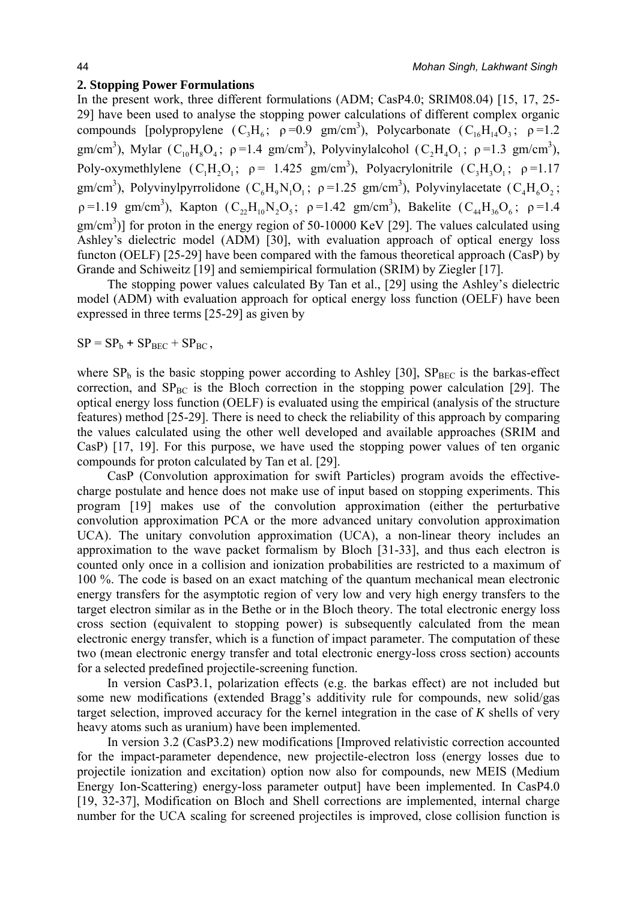## 2. Stopping Power Formulations

In the present work, three different formulations (ADM; CasP4.0; SRIM08.04) [15, 17, 25-29] have been used to analyse the stopping power calculations of different complex organic compounds [polypropylene ($C_3H_6$; $\rho$=0.9 gm/cm$^3$), Polycarbonate ($C_{16}H_{14}O_3$; $\rho$=1.2 gm/cm$^3$), Mylar ($C_{10}H_8O_4$; $\rho$=1.4 gm/cm$^3$), Polyvinylalcohol ($C_2H_4O_1$; $\rho$=1.3 gm/cm$^3$), Poly-oxymethlylene ($C_1H_2O_1$; $\rho$= 1.425 gm/cm$^3$), Polyacrylonitrile ($C_3H_3O_1$; $\rho$=1.17 gm/cm$^3$), Polyvinylpyrrolidone ($C_6H_9N_1O_1$; $\rho$=1.25 gm/cm$^3$), Polyvinylacetate ($C_4H_6O_2$; $\rho$=1.19 gm/cm$^3$), Kapton ($C_{22}H_{10}N_2O_5$; $\rho$=1.42 gm/cm$^3$), Bakelite ($C_{44}H_{36}O_6$; $\rho$=1.4 gm/cm$^3$)] for proton in the energy region of 50-10000 KeV [29]. The values calculated using Ashley's dielectric model (ADM) [30], with evaluation approach of optical energy loss functon (OELF) [25-29] have been compared with the famous theoretical approach (CasP) by Grande and Schiweitz [19] and semiempirical formulation (SRIM) by Ziegler [17].

The stopping power values calculated By Tan et al., [29] using the Ashley's dielectric model (ADM) with evaluation approach for optical energy loss function (OELF) have been expressed in three terms [25-29] as given by

$$SP = SP_b + SP_{BEC} + SP_{BC},$$

where $SP_b$ is the basic stopping power according to Ashley [30], $SP_{BEC}$ is the barkas-effect correction, and $SP_{BC}$ is the Bloch correction in the stopping power calculation [29]. The optical energy loss function (OELF) is evaluated using the empirical (analysis of the structure features) method [25-29]. There is need to check the reliability of this approach by comparing the values calculated using the other well developed and available approaches (SRIM and CasP) [17, 19]. For this purpose, we have used the stopping power values of ten organic compounds for proton calculated by Tan et al. [29].

CasP (Convolution approximation for swift Particles) program avoids the effective-charge postulate and hence does not make use of input based on stopping experiments. This program [19] makes use of the convolution approximation (either the perturbative convolution approximation PCA or the more advanced unitary convolution approximation UCA). The unitary convolution approximation (UCA), a non-linear theory includes an approximation to the wave packet formalism by Bloch [31-33], and thus each electron is counted only once in a collision and ionization probabilities are restricted to a maximum of 100 %. The code is based on an exact matching of the quantum mechanical mean electronic energy transfers for the asymptotic region of very low and very high energy transfers to the target electron similar as in the Bethe or in the Bloch theory. The total electronic energy loss cross section (equivalent to stopping power) is subsequently calculated from the mean electronic energy transfer, which is a function of impact parameter. The computation of these two (mean electronic energy transfer and total electronic energy-loss cross section) accounts for a selected predefined projectile-screening function.

In version CasP3.1, polarization effects (e.g. the barkas effect) are not included but some new modifications (extended Bragg's additivity rule for compounds, new solid/gas target selection, improved accuracy for the kernel integration in the case of *K* shells of very heavy atoms such as uranium) have been implemented.

In version 3.2 (CasP3.2) new modifications [Improved relativistic correction accounted for the impact-parameter dependence, new projectile-electron loss (energy losses due to projectile ionization and excitation) option now also for compounds, new MEIS (Medium Energy Ion-Scattering) energy-loss parameter output] have been implemented. In CasP4.0 [19, 32-37], Modification on Bloch and Shell corrections are implemented, internal charge number for the UCA scaling for screened projectiles is improved, close collision function is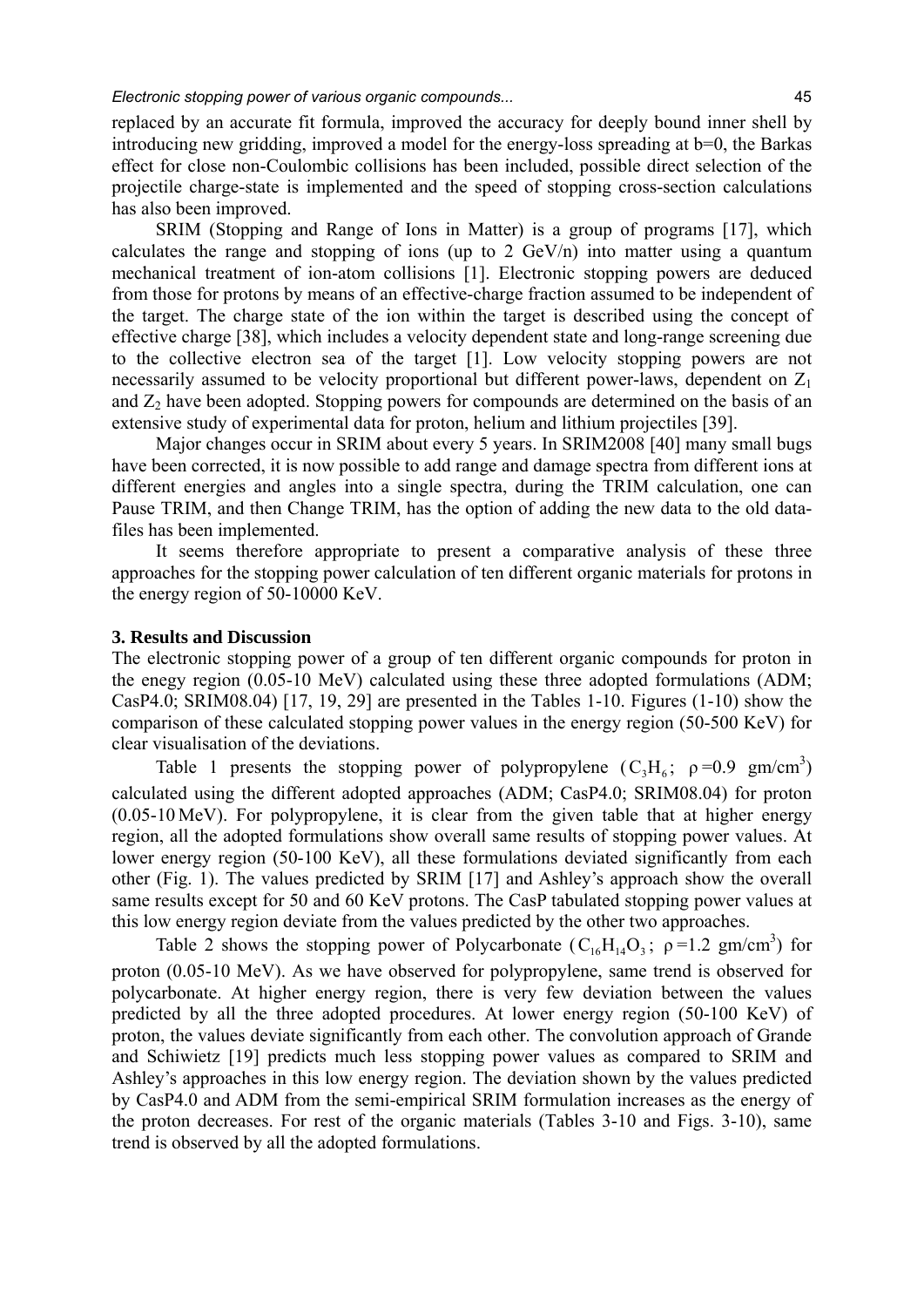replaced by an accurate fit formula, improved the accuracy for deeply bound inner shell by introducing new gridding, improved a model for the energy-loss spreading at b=0, the Barkas effect for close non-Coulombic collisions has been included, possible direct selection of the projectile charge-state is implemented and the speed of stopping cross-section calculations has also been improved.

SRIM (Stopping and Range of Ions in Matter) is a group of programs [17], which calculates the range and stopping of ions (up to 2 GeV/n) into matter using a quantum mechanical treatment of ion-atom collisions [1]. Electronic stopping powers are deduced from those for protons by means of an effective-charge fraction assumed to be independent of the target. The charge state of the ion within the target is described using the concept of effective charge [38], which includes a velocity dependent state and long-range screening due to the collective electron sea of the target [1]. Low velocity stopping powers are not necessarily assumed to be velocity proportional but different power-laws, dependent on $Z_1$ and $Z_2$ have been adopted. Stopping powers for compounds are determined on the basis of an extensive study of experimental data for proton, helium and lithium projectiles [39].

Major changes occur in SRIM about every 5 years. In SRIM2008 [40] many small bugs have been corrected, it is now possible to add range and damage spectra from different ions at different energies and angles into a single spectra, during the TRIM calculation, one can Pause TRIM, and then Change TRIM, has the option of adding the new data to the old data-files has been implemented.

It seems therefore appropriate to present a comparative analysis of these three approaches for the stopping power calculation of ten different organic materials for protons in the energy region of 50-10000 KeV.

## 3. Results and Discussion

The electronic stopping power of a group of ten different organic compounds for proton in the enegy region (0.05-10 MeV) calculated using these three adopted formulations (ADM; CasP4.0; SRIM08.04) [17, 19, 29] are presented in the Tables 1-10. Figures (1-10) show the comparison of these calculated stopping power values in the energy region (50-500 KeV) for clear visualisation of the deviations.

Table 1 presents the stopping power of polypropylene ($C_3H_6$; $\rho$=0.9 gm/cm$^3$) calculated using the different adopted approaches (ADM; CasP4.0; SRIM08.04) for proton (0.05-10 MeV). For polypropylene, it is clear from the given table that at higher energy region, all the adopted formulations show overall same results of stopping power values. At lower energy region (50-100 KeV), all these formulations deviated significantly from each other (Fig. 1). The values predicted by SRIM [17] and Ashley's approach show the overall same results except for 50 and 60 KeV protons. The CasP tabulated stopping power values at this low energy region deviate from the values predicted by the other two approaches.

Table 2 shows the stopping power of Polycarbonate ($C_{16}H_{14}O_3$; $\rho$=1.2 gm/cm$^3$) for proton (0.05-10 MeV). As we have observed for polypropylene, same trend is observed for polycarbonate. At higher energy region, there is very few deviation between the values predicted by all the three adopted procedures. At lower energy region (50-100 KeV) of proton, the values deviate significantly from each other. The convolution approach of Grande and Schiwietz [19] predicts much less stopping power values as compared to SRIM and Ashley's approaches in this low energy region. The deviation shown by the values predicted by CasP4.0 and ADM from the semi-empirical SRIM formulation increases as the energy of the proton decreases. For rest of the organic materials (Tables 3-10 and Figs. 3-10), same trend is observed by all the adopted formulations.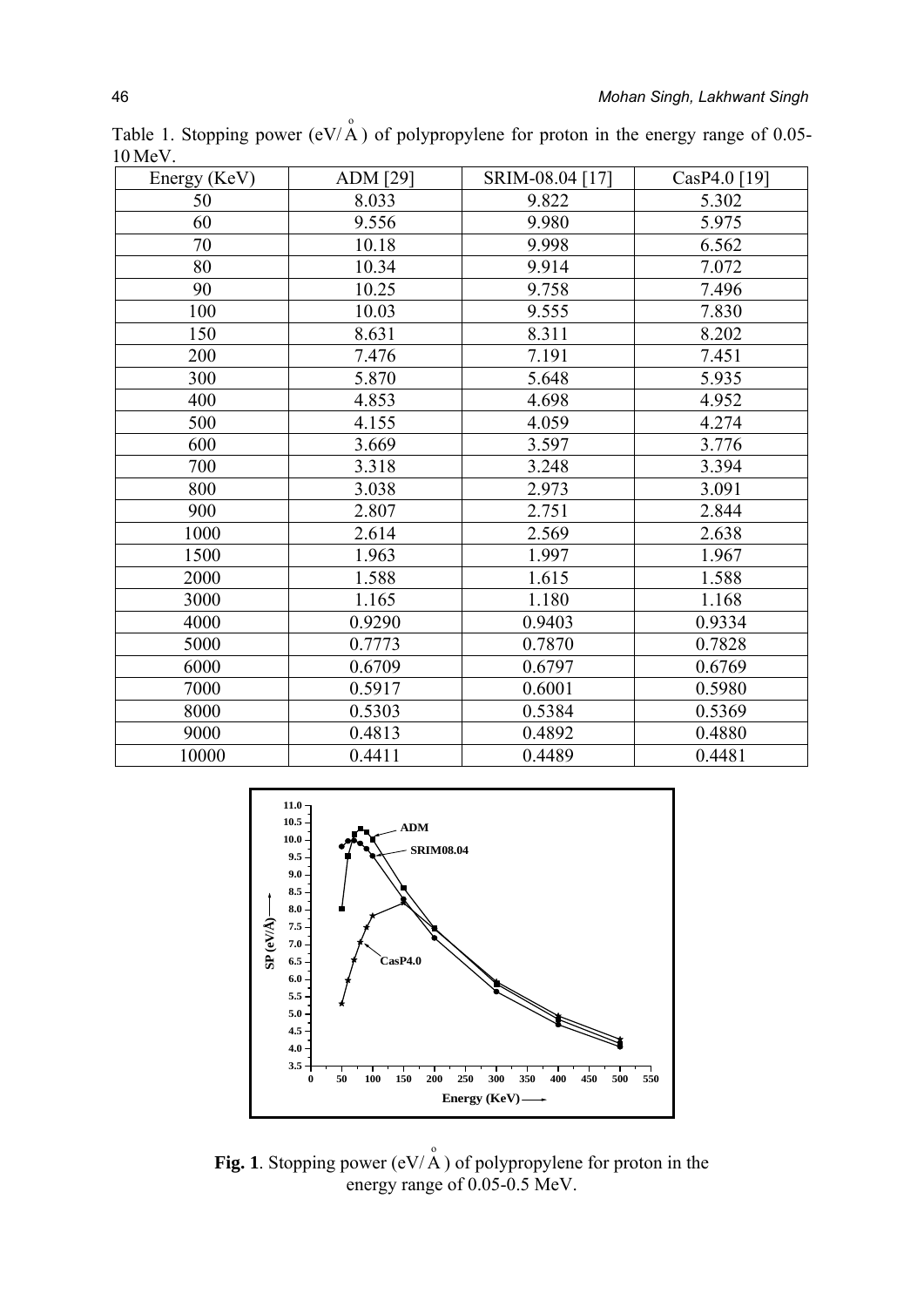Table 1. Stopping power (eV/Å) of polypropylene for proton in the energy range of 0.05-10 MeV.

| Energy (KeV) | ADM [29] | SRIM-08.04 [17] | CasP4.0 [19] |
|---|---|---|---|
| 50 | 8.033 | 9.822 | 5.302 |
| 60 | 9.556 | 9.980 | 5.975 |
| 70 | 10.18 | 9.998 | 6.562 |
| 80 | 10.34 | 9.914 | 7.072 |
| 90 | 10.25 | 9.758 | 7.496 |
| 100 | 10.03 | 9.555 | 7.830 |
| 150 | 8.631 | 8.311 | 8.202 |
| 200 | 7.476 | 7.191 | 7.451 |
| 300 | 5.870 | 5.648 | 5.935 |
| 400 | 4.853 | 4.698 | 4.952 |
| 500 | 4.155 | 4.059 | 4.274 |
| 600 | 3.669 | 3.597 | 3.776 |
| 700 | 3.318 | 3.248 | 3.394 |
| 800 | 3.038 | 2.973 | 3.091 |
| 900 | 2.807 | 2.751 | 2.844 |
| 1000 | 2.614 | 2.569 | 2.638 |
| 1500 | 1.963 | 1.997 | 1.967 |
| 2000 | 1.588 | 1.615 | 1.588 |
| 3000 | 1.165 | 1.180 | 1.168 |
| 4000 | 0.9290 | 0.9403 | 0.9334 |
| 5000 | 0.7773 | 0.7870 | 0.7828 |
| 6000 | 0.6709 | 0.6797 | 0.6769 |
| 7000 | 0.5917 | 0.6001 | 0.5980 |
| 8000 | 0.5303 | 0.5384 | 0.5369 |
| 9000 | 0.4813 | 0.4892 | 0.4880 |
| 10000 | 0.4411 | 0.4489 | 0.4481 |

**Fig. 1**. Stopping power (eV/Å) of polypropylene for proton in the energy range of 0.05-0.5 MeV.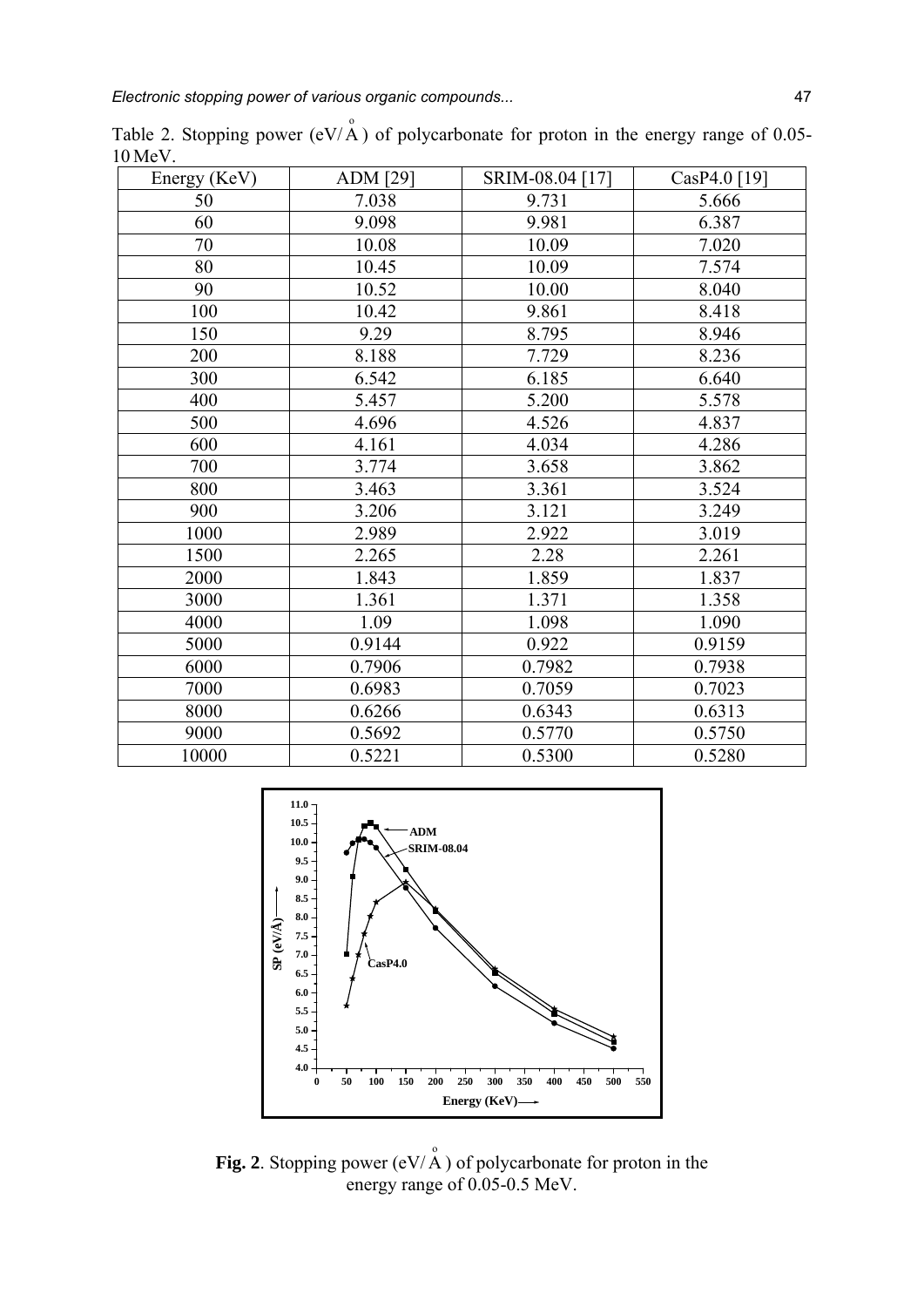Table 2. Stopping power (eV/Å) of polycarbonate for proton in the energy range of 0.05-10 MeV.

| Energy (KeV) | ADM [29] | SRIM-08.04 [17] | CasP4.0 [19] |
|---|---|---|---|
| 50 | 7.038 | 9.731 | 5.666 |
| 60 | 9.098 | 9.981 | 6.387 |
| 70 | 10.08 | 10.09 | 7.020 |
| 80 | 10.45 | 10.09 | 7.574 |
| 90 | 10.52 | 10.00 | 8.040 |
| 100 | 10.42 | 9.861 | 8.418 |
| 150 | 9.29 | 8.795 | 8.946 |
| 200 | 8.188 | 7.729 | 8.236 |
| 300 | 6.542 | 6.185 | 6.640 |
| 400 | 5.457 | 5.200 | 5.578 |
| 500 | 4.696 | 4.526 | 4.837 |
| 600 | 4.161 | 4.034 | 4.286 |
| 700 | 3.774 | 3.658 | 3.862 |
| 800 | 3.463 | 3.361 | 3.524 |
| 900 | 3.206 | 3.121 | 3.249 |
| 1000 | 2.989 | 2.922 | 3.019 |
| 1500 | 2.265 | 2.28 | 2.261 |
| 2000 | 1.843 | 1.859 | 1.837 |
| 3000 | 1.361 | 1.371 | 1.358 |
| 4000 | 1.09 | 1.098 | 1.090 |
| 5000 | 0.9144 | 0.922 | 0.9159 |
| 6000 | 0.7906 | 0.7982 | 0.7938 |
| 7000 | 0.6983 | 0.7059 | 0.7023 |
| 8000 | 0.6266 | 0.6343 | 0.6313 |
| 9000 | 0.5692 | 0.5770 | 0.5750 |
| 10000 | 0.5221 | 0.5300 | 0.5280 |

**Fig. 2**. Stopping power (eV/Å) of polycarbonate for proton in the energy range of 0.05-0.5 MeV.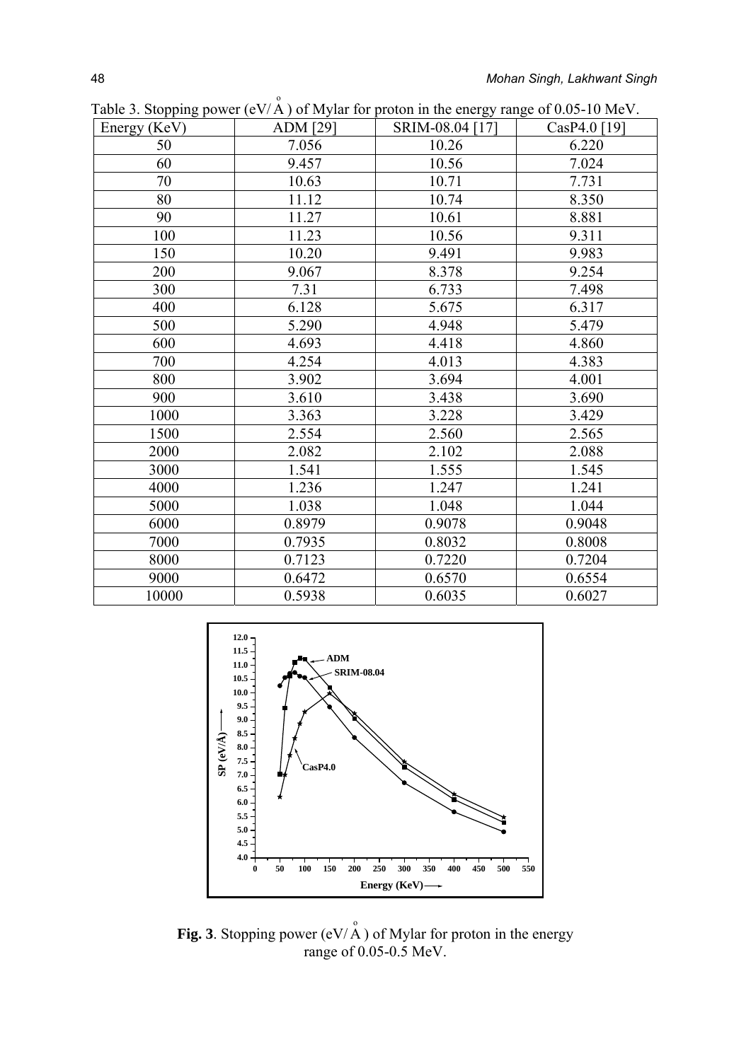Table 3. Stopping power (eV/Å) of Mylar for proton in the energy range of 0.05-10 MeV.

| Energy (KeV) | ADM [29] | SRIM-08.04 [17] | CasP4.0 [19] |
|---|---|---|---|
| 50 | 7.056 | 10.26 | 6.220 |
| 60 | 9.457 | 10.56 | 7.024 |
| 70 | 10.63 | 10.71 | 7.731 |
| 80 | 11.12 | 10.74 | 8.350 |
| 90 | 11.27 | 10.61 | 8.881 |
| 100 | 11.23 | 10.56 | 9.311 |
| 150 | 10.20 | 9.491 | 9.983 |
| 200 | 9.067 | 8.378 | 9.254 |
| 300 | 7.31 | 6.733 | 7.498 |
| 400 | 6.128 | 5.675 | 6.317 |
| 500 | 5.290 | 4.948 | 5.479 |
| 600 | 4.693 | 4.418 | 4.860 |
| 700 | 4.254 | 4.013 | 4.383 |
| 800 | 3.902 | 3.694 | 4.001 |
| 900 | 3.610 | 3.438 | 3.690 |
| 1000 | 3.363 | 3.228 | 3.429 |
| 1500 | 2.554 | 2.560 | 2.565 |
| 2000 | 2.082 | 2.102 | 2.088 |
| 3000 | 1.541 | 1.555 | 1.545 |
| 4000 | 1.236 | 1.247 | 1.241 |
| 5000 | 1.038 | 1.048 | 1.044 |
| 6000 | 0.8979 | 0.9078 | 0.9048 |
| 7000 | 0.7935 | 0.8032 | 0.8008 |
| 8000 | 0.7123 | 0.7220 | 0.7204 |
| 9000 | 0.6472 | 0.6570 | 0.6554 |
| 10000 | 0.5938 | 0.6035 | 0.6027 |

**Fig. 3**. Stopping power (eV/Å) of Mylar for proton in the energy range of 0.05-0.5 MeV.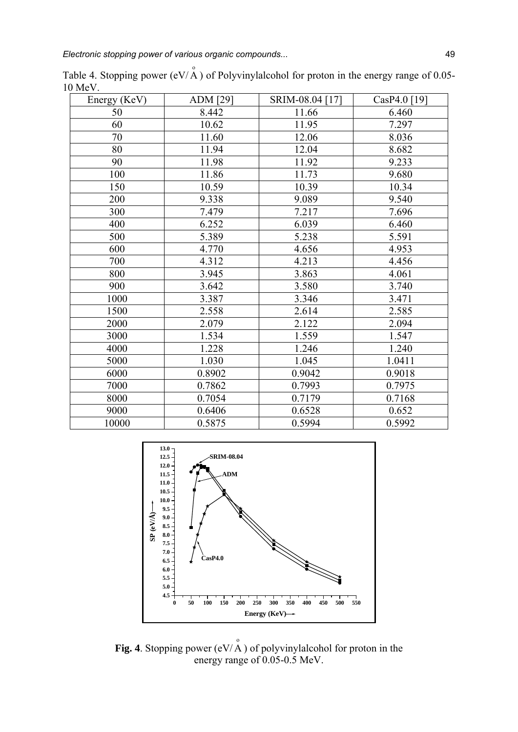Table 4. Stopping power (eV/Å) of Polyvinylalcohol for proton in the energy range of 0.05-10 MeV.

| Energy (KeV) | ADM [29] | SRIM-08.04 [17] | CasP4.0 [19] |
|---|---|---|---|
| 50 | 8.442 | 11.66 | 6.460 |
| 60 | 10.62 | 11.95 | 7.297 |
| 70 | 11.60 | 12.06 | 8.036 |
| 80 | 11.94 | 12.04 | 8.682 |
| 90 | 11.98 | 11.92 | 9.233 |
| 100 | 11.86 | 11.73 | 9.680 |
| 150 | 10.59 | 10.39 | 10.34 |
| 200 | 9.338 | 9.089 | 9.540 |
| 300 | 7.479 | 7.217 | 7.696 |
| 400 | 6.252 | 6.039 | 6.460 |
| 500 | 5.389 | 5.238 | 5.591 |
| 600 | 4.770 | 4.656 | 4.953 |
| 700 | 4.312 | 4.213 | 4.456 |
| 800 | 3.945 | 3.863 | 4.061 |
| 900 | 3.642 | 3.580 | 3.740 |
| 1000 | 3.387 | 3.346 | 3.471 |
| 1500 | 2.558 | 2.614 | 2.585 |
| 2000 | 2.079 | 2.122 | 2.094 |
| 3000 | 1.534 | 1.559 | 1.547 |
| 4000 | 1.228 | 1.246 | 1.240 |
| 5000 | 1.030 | 1.045 | 1.0411 |
| 6000 | 0.8902 | 0.9042 | 0.9018 |
| 7000 | 0.7862 | 0.7993 | 0.7975 |
| 8000 | 0.7054 | 0.7179 | 0.7168 |
| 9000 | 0.6406 | 0.6528 | 0.652 |
| 10000 | 0.5875 | 0.5994 | 0.5992 |

**Fig. 4**. Stopping power (eV/Å) of polyvinylalcohol for proton in the energy range of 0.05-0.5 MeV.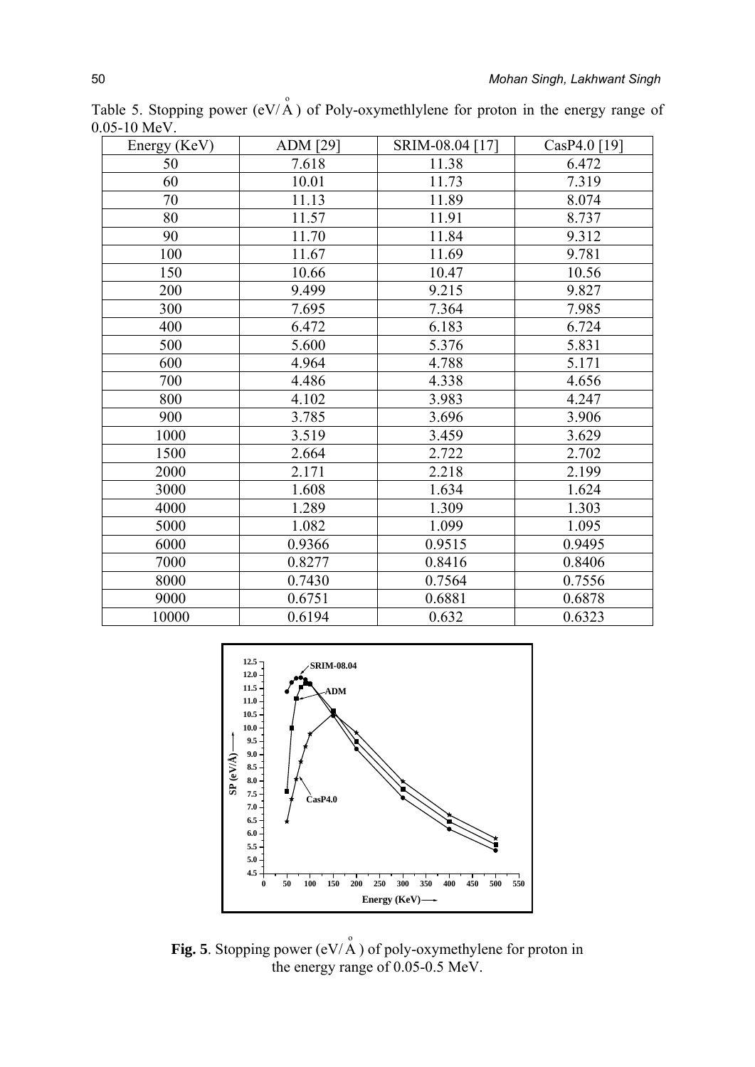Table 5. Stopping power (eV/Å) of Poly-oxymethlylene for proton in the energy range of 0.05-10 MeV.

| Energy (KeV) | ADM [29] | SRIM-08.04 [17] | CasP4.0 [19] |
|---|---|---|---|
| 50 | 7.618 | 11.38 | 6.472 |
| 60 | 10.01 | 11.73 | 7.319 |
| 70 | 11.13 | 11.89 | 8.074 |
| 80 | 11.57 | 11.91 | 8.737 |
| 90 | 11.70 | 11.84 | 9.312 |
| 100 | 11.67 | 11.69 | 9.781 |
| 150 | 10.66 | 10.47 | 10.56 |
| 200 | 9.499 | 9.215 | 9.827 |
| 300 | 7.695 | 7.364 | 7.985 |
| 400 | 6.472 | 6.183 | 6.724 |
| 500 | 5.600 | 5.376 | 5.831 |
| 600 | 4.964 | 4.788 | 5.171 |
| 700 | 4.486 | 4.338 | 4.656 |
| 800 | 4.102 | 3.983 | 4.247 |
| 900 | 3.785 | 3.696 | 3.906 |
| 1000 | 3.519 | 3.459 | 3.629 |
| 1500 | 2.664 | 2.722 | 2.702 |
| 2000 | 2.171 | 2.218 | 2.199 |
| 3000 | 1.608 | 1.634 | 1.624 |
| 4000 | 1.289 | 1.309 | 1.303 |
| 5000 | 1.082 | 1.099 | 1.095 |
| 6000 | 0.9366 | 0.9515 | 0.9495 |
| 7000 | 0.8277 | 0.8416 | 0.8406 |
| 8000 | 0.7430 | 0.7564 | 0.7556 |
| 9000 | 0.6751 | 0.6881 | 0.6878 |
| 10000 | 0.6194 | 0.632 | 0.6323 |

**Fig. 5**. Stopping power (eV/Å) of poly-oxymethylene for proton in the energy range of 0.05-0.5 MeV.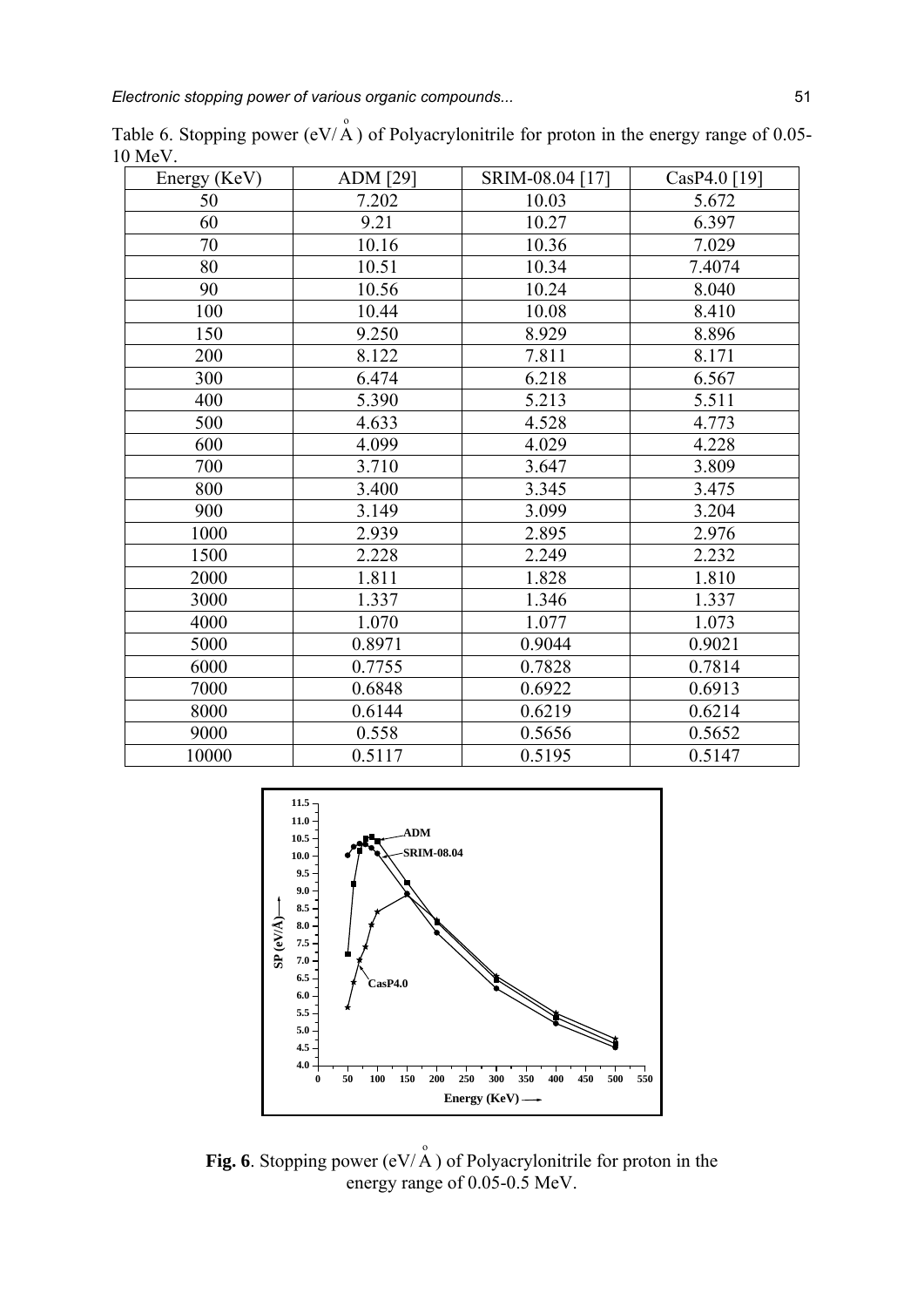Table 6. Stopping power (eV/Å) of Polyacrylonitrile for proton in the energy range of 0.05-10 MeV.

| Energy (KeV) | ADM [29] | SRIM-08.04 [17] | CasP4.0 [19] |
|---|---|---|---|
| 50 | 7.202 | 10.03 | 5.672 |
| 60 | 9.21 | 10.27 | 6.397 |
| 70 | 10.16 | 10.36 | 7.029 |
| 80 | 10.51 | 10.34 | 7.4074 |
| 90 | 10.56 | 10.24 | 8.040 |
| 100 | 10.44 | 10.08 | 8.410 |
| 150 | 9.250 | 8.929 | 8.896 |
| 200 | 8.122 | 7.811 | 8.171 |
| 300 | 6.474 | 6.218 | 6.567 |
| 400 | 5.390 | 5.213 | 5.511 |
| 500 | 4.633 | 4.528 | 4.773 |
| 600 | 4.099 | 4.029 | 4.228 |
| 700 | 3.710 | 3.647 | 3.809 |
| 800 | 3.400 | 3.345 | 3.475 |
| 900 | 3.149 | 3.099 | 3.204 |
| 1000 | 2.939 | 2.895 | 2.976 |
| 1500 | 2.228 | 2.249 | 2.232 |
| 2000 | 1.811 | 1.828 | 1.810 |
| 3000 | 1.337 | 1.346 | 1.337 |
| 4000 | 1.070 | 1.077 | 1.073 |
| 5000 | 0.8971 | 0.9044 | 0.9021 |
| 6000 | 0.7755 | 0.7828 | 0.7814 |
| 7000 | 0.6848 | 0.6922 | 0.6913 |
| 8000 | 0.6144 | 0.6219 | 0.6214 |
| 9000 | 0.558 | 0.5656 | 0.5652 |
| 10000 | 0.5117 | 0.5195 | 0.5147 |

**Fig. 6**. Stopping power (eV/Å) of Polyacrylonitrile for proton in the energy range of 0.05-0.5 MeV.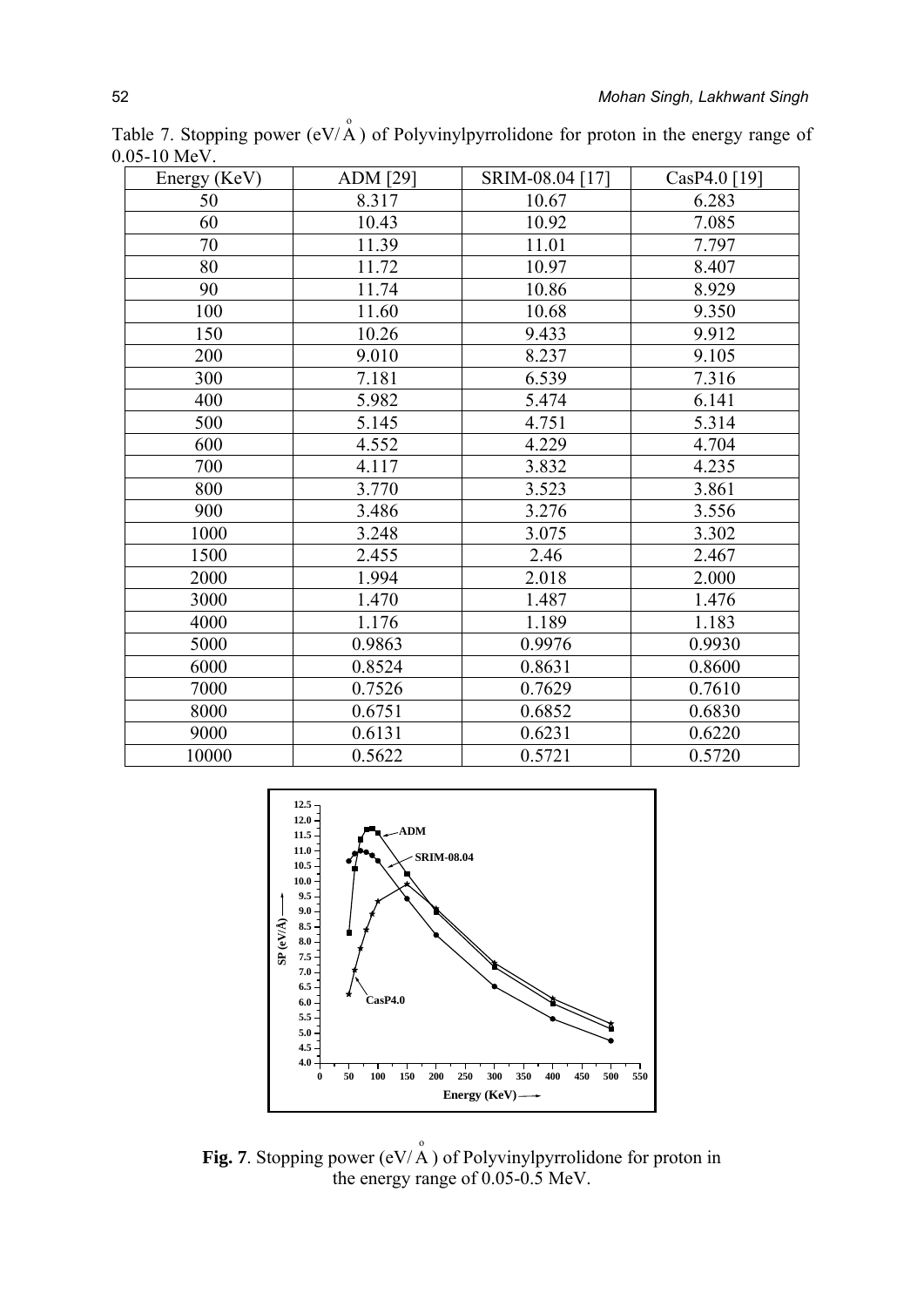Table 7. Stopping power (eV/Å) of Polyvinylpyrrolidone for proton in the energy range of 0.05-10 MeV.

| Energy (KeV) | ADM [29] | SRIM-08.04 [17] | CasP4.0 [19] |
|---|---|---|---|
| 50 | 8.317 | 10.67 | 6.283 |
| 60 | 10.43 | 10.92 | 7.085 |
| 70 | 11.39 | 11.01 | 7.797 |
| 80 | 11.72 | 10.97 | 8.407 |
| 90 | 11.74 | 10.86 | 8.929 |
| 100 | 11.60 | 10.68 | 9.350 |
| 150 | 10.26 | 9.433 | 9.912 |
| 200 | 9.010 | 8.237 | 9.105 |
| 300 | 7.181 | 6.539 | 7.316 |
| 400 | 5.982 | 5.474 | 6.141 |
| 500 | 5.145 | 4.751 | 5.314 |
| 600 | 4.552 | 4.229 | 4.704 |
| 700 | 4.117 | 3.832 | 4.235 |
| 800 | 3.770 | 3.523 | 3.861 |
| 900 | 3.486 | 3.276 | 3.556 |
| 1000 | 3.248 | 3.075 | 3.302 |
| 1500 | 2.455 | 2.46 | 2.467 |
| 2000 | 1.994 | 2.018 | 2.000 |
| 3000 | 1.470 | 1.487 | 1.476 |
| 4000 | 1.176 | 1.189 | 1.183 |
| 5000 | 0.9863 | 0.9976 | 0.9930 |
| 6000 | 0.8524 | 0.8631 | 0.8600 |
| 7000 | 0.7526 | 0.7629 | 0.7610 |
| 8000 | 0.6751 | 0.6852 | 0.6830 |
| 9000 | 0.6131 | 0.6231 | 0.6220 |
| 10000 | 0.5622 | 0.5721 | 0.5720 |

**Fig. 7**. Stopping power (eV/Å) of Polyvinylpyrrolidone for proton in the energy range of 0.05-0.5 MeV.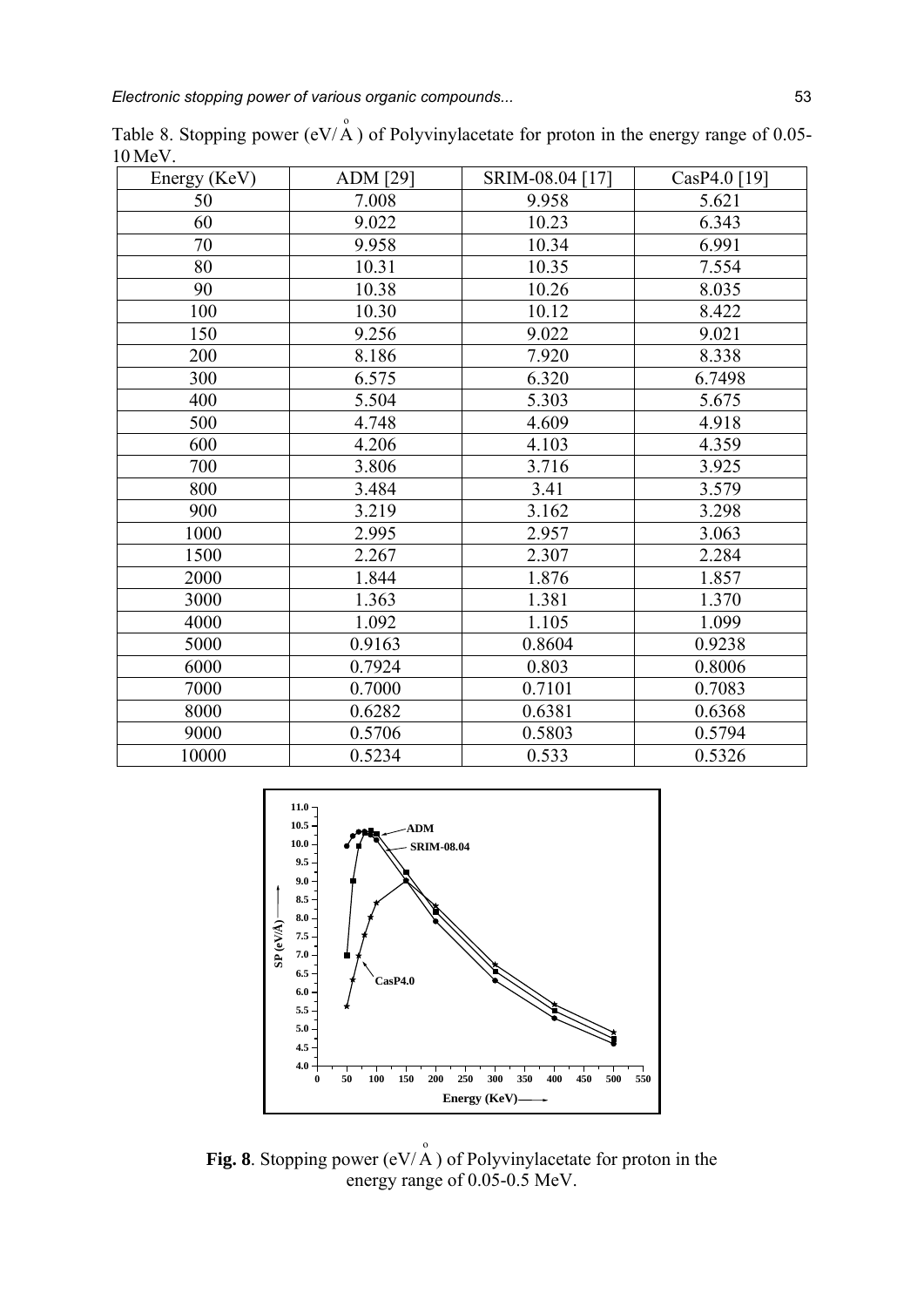Table 8. Stopping power (eV/Å) of Polyvinylacetate for proton in the energy range of 0.05-10 MeV.

| Energy (KeV) | ADM [29] | SRIM-08.04 [17] | CasP4.0 [19] |
|---|---|---|---|
| 50 | 7.008 | 9.958 | 5.621 |
| 60 | 9.022 | 10.23 | 6.343 |
| 70 | 9.958 | 10.34 | 6.991 |
| 80 | 10.31 | 10.35 | 7.554 |
| 90 | 10.38 | 10.26 | 8.035 |
| 100 | 10.30 | 10.12 | 8.422 |
| 150 | 9.256 | 9.022 | 9.021 |
| 200 | 8.186 | 7.920 | 8.338 |
| 300 | 6.575 | 6.320 | 6.7498 |
| 400 | 5.504 | 5.303 | 5.675 |
| 500 | 4.748 | 4.609 | 4.918 |
| 600 | 4.206 | 4.103 | 4.359 |
| 700 | 3.806 | 3.716 | 3.925 |
| 800 | 3.484 | 3.41 | 3.579 |
| 900 | 3.219 | 3.162 | 3.298 |
| 1000 | 2.995 | 2.957 | 3.063 |
| 1500 | 2.267 | 2.307 | 2.284 |
| 2000 | 1.844 | 1.876 | 1.857 |
| 3000 | 1.363 | 1.381 | 1.370 |
| 4000 | 1.092 | 1.105 | 1.099 |
| 5000 | 0.9163 | 0.8604 | 0.9238 |
| 6000 | 0.7924 | 0.803 | 0.8006 |
| 7000 | 0.7000 | 0.7101 | 0.7083 |
| 8000 | 0.6282 | 0.6381 | 0.6368 |
| 9000 | 0.5706 | 0.5803 | 0.5794 |
| 10000 | 0.5234 | 0.533 | 0.5326 |

**Fig. 8**. Stopping power (eV/Å) of Polyvinylacetate for proton in the energy range of 0.05-0.5 MeV.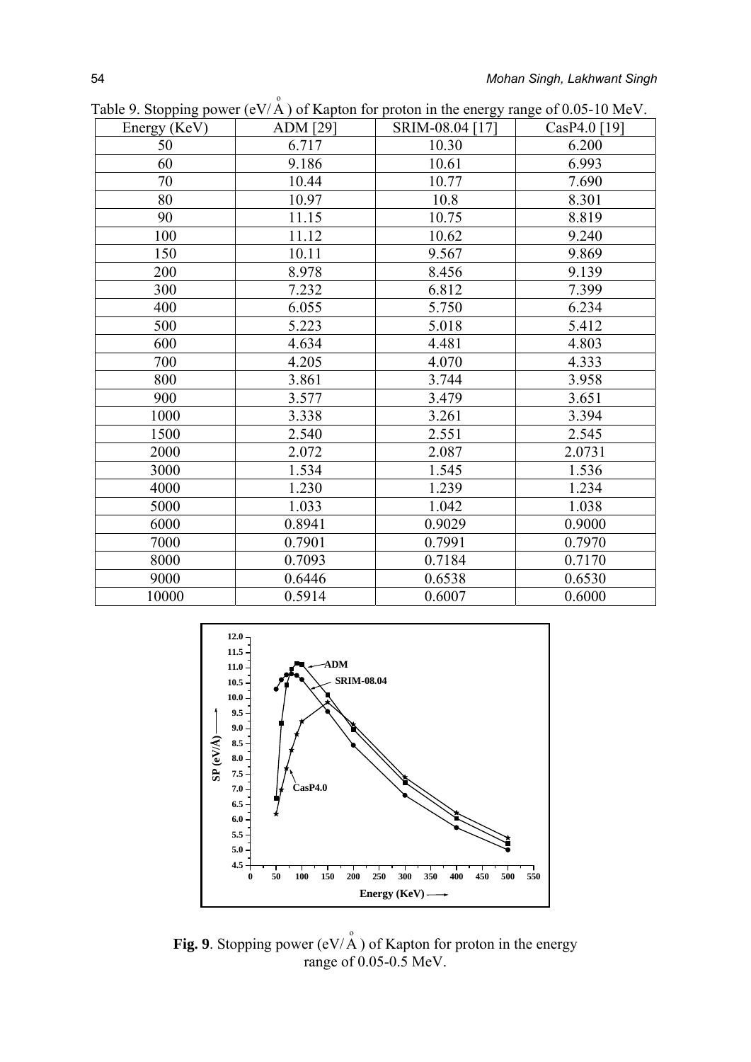Table 9. Stopping power (eV/Å) of Kapton for proton in the energy range of 0.05-10 MeV.

| Energy (KeV) | ADM [29] | SRIM-08.04 [17] | CasP4.0 [19] |
|---|---|---|---|
| 50 | 6.717 | 10.30 | 6.200 |
| 60 | 9.186 | 10.61 | 6.993 |
| 70 | 10.44 | 10.77 | 7.690 |
| 80 | 10.97 | 10.8 | 8.301 |
| 90 | 11.15 | 10.75 | 8.819 |
| 100 | 11.12 | 10.62 | 9.240 |
| 150 | 10.11 | 9.567 | 9.869 |
| 200 | 8.978 | 8.456 | 9.139 |
| 300 | 7.232 | 6.812 | 7.399 |
| 400 | 6.055 | 5.750 | 6.234 |
| 500 | 5.223 | 5.018 | 5.412 |
| 600 | 4.634 | 4.481 | 4.803 |
| 700 | 4.205 | 4.070 | 4.333 |
| 800 | 3.861 | 3.744 | 3.958 |
| 900 | 3.577 | 3.479 | 3.651 |
| 1000 | 3.338 | 3.261 | 3.394 |
| 1500 | 2.540 | 2.551 | 2.545 |
| 2000 | 2.072 | 2.087 | 2.0731 |
| 3000 | 1.534 | 1.545 | 1.536 |
| 4000 | 1.230 | 1.239 | 1.234 |
| 5000 | 1.033 | 1.042 | 1.038 |
| 6000 | 0.8941 | 0.9029 | 0.9000 |
| 7000 | 0.7901 | 0.7991 | 0.7970 |
| 8000 | 0.7093 | 0.7184 | 0.7170 |
| 9000 | 0.6446 | 0.6538 | 0.6530 |
| 10000 | 0.5914 | 0.6007 | 0.6000 |

**Fig. 9**. Stopping power (eV/Å) of Kapton for proton in the energy range of 0.05-0.5 MeV.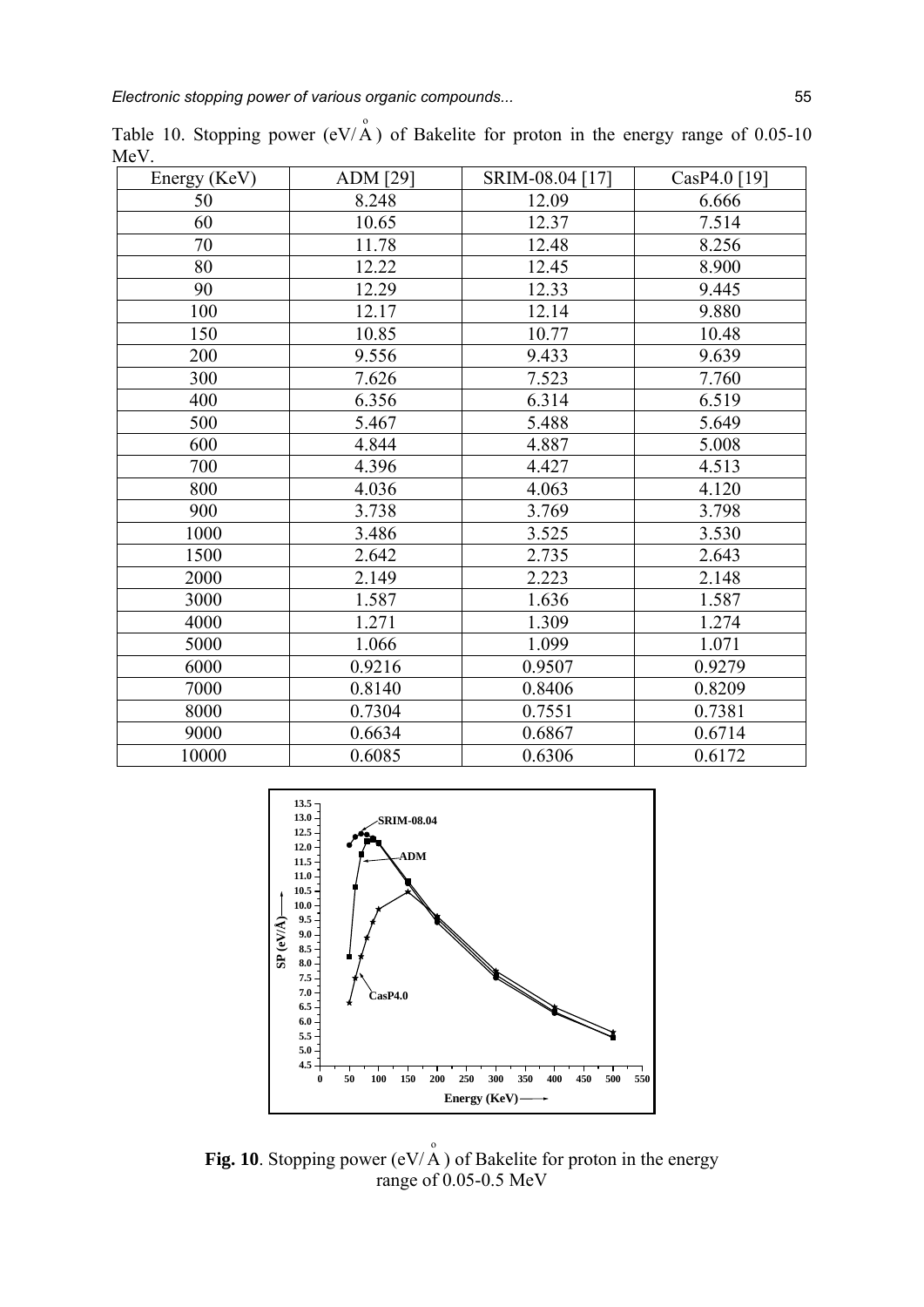Table 10. Stopping power (eV/Å) of Bakelite for proton in the energy range of 0.05-10 MeV.

| Energy (KeV) | ADM [29] | SRIM-08.04 [17] | CasP4.0 [19] |
|---|---|---|---|
| 50 | 8.248 | 12.09 | 6.666 |
| 60 | 10.65 | 12.37 | 7.514 |
| 70 | 11.78 | 12.48 | 8.256 |
| 80 | 12.22 | 12.45 | 8.900 |
| 90 | 12.29 | 12.33 | 9.445 |
| 100 | 12.17 | 12.14 | 9.880 |
| 150 | 10.85 | 10.77 | 10.48 |
| 200 | 9.556 | 9.433 | 9.639 |
| 300 | 7.626 | 7.523 | 7.760 |
| 400 | 6.356 | 6.314 | 6.519 |
| 500 | 5.467 | 5.488 | 5.649 |
| 600 | 4.844 | 4.887 | 5.008 |
| 700 | 4.396 | 4.427 | 4.513 |
| 800 | 4.036 | 4.063 | 4.120 |
| 900 | 3.738 | 3.769 | 3.798 |
| 1000 | 3.486 | 3.525 | 3.530 |
| 1500 | 2.642 | 2.735 | 2.643 |
| 2000 | 2.149 | 2.223 | 2.148 |
| 3000 | 1.587 | 1.636 | 1.587 |
| 4000 | 1.271 | 1.309 | 1.274 |
| 5000 | 1.066 | 1.099 | 1.071 |
| 6000 | 0.9216 | 0.9507 | 0.9279 |
| 7000 | 0.8140 | 0.8406 | 0.8209 |
| 8000 | 0.7304 | 0.7551 | 0.7381 |
| 9000 | 0.6634 | 0.6867 | 0.6714 |
| 10000 | 0.6085 | 0.6306 | 0.6172 |

**Fig. 10**. Stopping power (eV/Å) of Bakelite for proton in the energy range of 0.05-0.5 MeV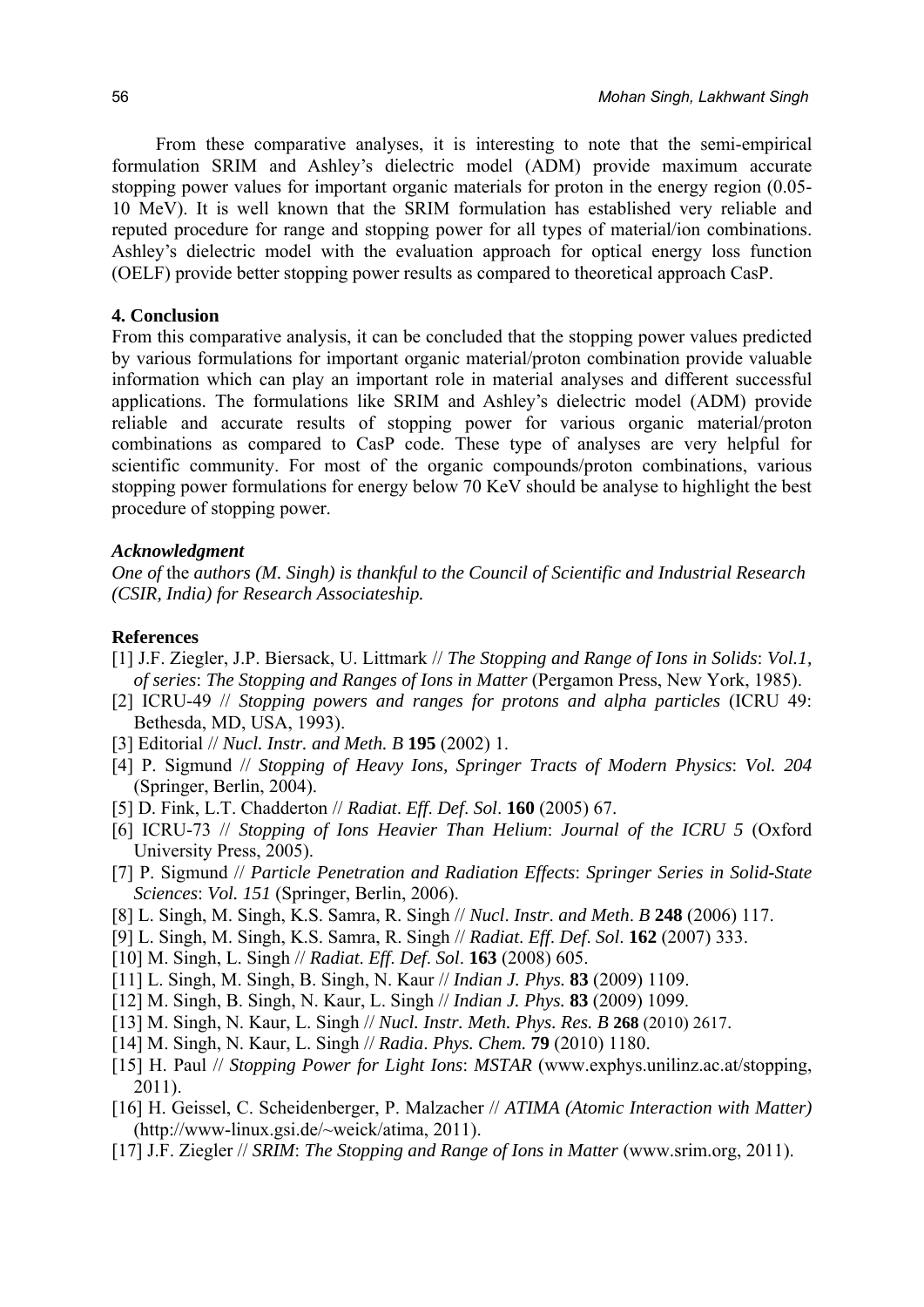From these comparative analyses, it is interesting to note that the semi-empirical formulation SRIM and Ashley's dielectric model (ADM) provide maximum accurate stopping power values for important organic materials for proton in the energy region (0.05-10 MeV). It is well known that the SRIM formulation has established very reliable and reputed procedure for range and stopping power for all types of material/ion combinations. Ashley's dielectric model with the evaluation approach for optical energy loss function (OELF) provide better stopping power results as compared to theoretical approach CasP.

## 4. Conclusion

From this comparative analysis, it can be concluded that the stopping power values predicted by various formulations for important organic material/proton combination provide valuable information which can play an important role in material analyses and different successful applications. The formulations like SRIM and Ashley's dielectric model (ADM) provide reliable and accurate results of stopping power for various organic material/proton combinations as compared to CasP code. These type of analyses are very helpful for scientific community. For most of the organic compounds/proton combinations, various stopping power formulations for energy below 70 KeV should be analyse to highlight the best procedure of stopping power.

### *Acknowledgment*

*One of* the *authors (M. Singh) is thankful to the Council of Scientific and Industrial Research (CSIR, India) for Research Associateship.*

### References

[1] J.F. Ziegler, J.P. Biersack, U. Littmark // *The Stopping and Range of Ions in Solids*: *Vol.1, of series*: *The Stopping and Ranges of Ions in Matter* (Pergamon Press, New York, 1985).

[2] ICRU-49 // *Stopping powers and ranges for protons and alpha particles* (ICRU 49: Bethesda, MD, USA, 1993).

[3] Editorial // *Nucl. Instr. and Meth. B* **195** (2002) 1.

[4] P. Sigmund // *Stopping of Heavy Ions, Springer Tracts of Modern Physics*: *Vol. 204* (Springer, Berlin, 2004).

[5] D. Fink, L.T. Chadderton // *Radiat*. *Eff*. *Def*. *Sol*. **160** (2005) 67.

[6] ICRU-73 // *Stopping of Ions Heavier Than Helium*: *Journal of the ICRU 5* (Oxford University Press, 2005).

[7] P. Sigmund // *Particle Penetration and Radiation Effects*: *Springer Series in Solid-State Sciences*: *Vol. 151* (Springer, Berlin, 2006).

[8] L. Singh, M. Singh, K.S. Samra, R. Singh // *Nucl*. *Instr*. *and Meth*. *B* **248** (2006) 117.

[9] L. Singh, M. Singh, K.S. Samra, R. Singh // *Radiat*. *Eff*. *Def*. *Sol*. **162** (2007) 333.

[10] M. Singh, L. Singh // *Radiat*. *Eff*. *Def*. *Sol*. **163** (2008) 605.

[11] L. Singh, M. Singh, B. Singh, N. Kaur // *Indian J. Phys.* **83** (2009) 1109.

[12] M. Singh, B. Singh, N. Kaur, L. Singh // *Indian J. Phys.* **83** (2009) 1099.

[13] M. Singh, N. Kaur, L. Singh // *Nucl. Instr. Meth. Phys. Res. B* **268** (2010) 2617.

[14] M. Singh, N. Kaur, L. Singh // *Radia*. *Phys. Chem.* **79** (2010) 1180.

[15] H. Paul // *Stopping Power for Light Ions*: *MSTAR* (www.exphys.unilinz.ac.at/stopping, 2011).

[16] H. Geissel, C. Scheidenberger, P. Malzacher // *ATIMA (Atomic Interaction with Matter)* (http://www-linux.gsi.de/~weick/atima, 2011).

[17] J.F. Ziegler // *SRIM*: *The Stopping and Range of Ions in Matter* (www.srim.org, 2011).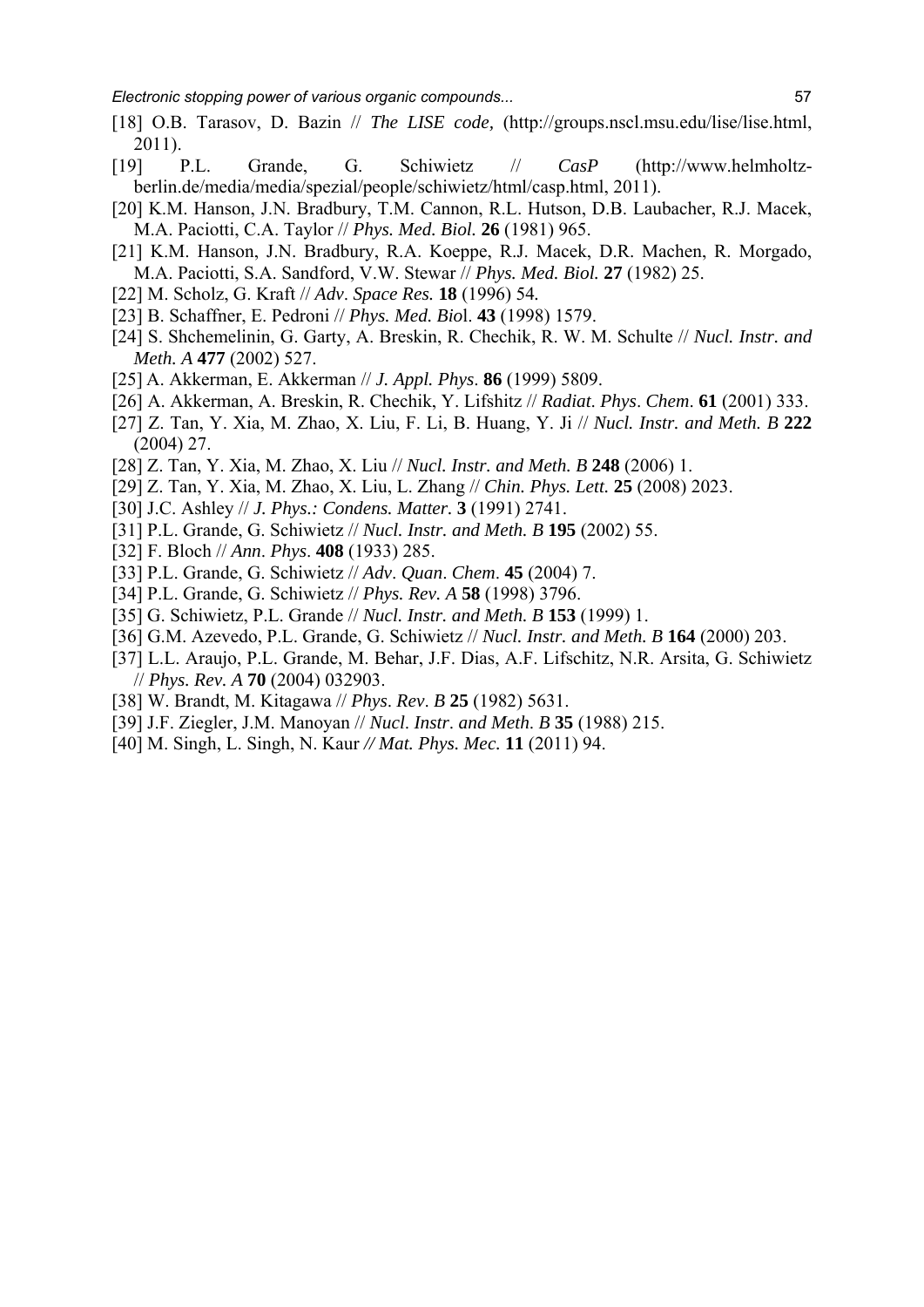[18] O.B. Tarasov, D. Bazin // *The LISE code,* (http://groups.nscl.msu.edu/lise/lise.html, 2011).

[19] P.L. Grande, G. Schiwietz // *CasP* (http://www.helmholtz-berlin.de/media/media/spezial/people/schiwietz/html/casp.html, 2011).

[20] K.M. Hanson, J.N. Bradbury, T.M. Cannon, R.L. Hutson, D.B. Laubacher, R.J. Macek, M.A. Paciotti, C.A. Taylor // *Phys. Med. Biol.* **26** (1981) 965.

[21] K.M. Hanson, J.N. Bradbury, R.A. Koeppe, R.J. Macek, D.R. Machen, R. Morgado, M.A. Paciotti, S.A. Sandford, V.W. Stewar // *Phys. Med. Biol.* **27** (1982) 25.

[22] M. Scholz, G. Kraft // *Adv. Space Res.* **18** (1996) 54.

[23] B. Schaffner, E. Pedroni // *Phys. Med. Biol.* **43** (1998) 1579.

[24] S. Shchemelinin, G. Garty, A. Breskin, R. Chechik, R. W. M. Schulte // *Nucl. Instr. and Meth. A* **477** (2002) 527.

[25] A. Akkerman, E. Akkerman // *J. Appl. Phys.* **86** (1999) 5809.

[26] A. Akkerman, A. Breskin, R. Chechik, Y. Lifshitz // *Radiat. Phys. Chem.* **61** (2001) 333.

[27] Z. Tan, Y. Xia, M. Zhao, X. Liu, F. Li, B. Huang, Y. Ji // *Nucl. Instr. and Meth. B* **222** (2004) 27.

[28] Z. Tan, Y. Xia, M. Zhao, X. Liu // *Nucl. Instr. and Meth. B* **248** (2006) 1.

[29] Z. Tan, Y. Xia, M. Zhao, X. Liu, L. Zhang // *Chin. Phys. Lett.* **25** (2008) 2023.

[30] J.C. Ashley // *J. Phys.: Condens. Matter.* **3** (1991) 2741.

[31] P.L. Grande, G. Schiwietz // *Nucl. Instr. and Meth. B* **195** (2002) 55.

[32] F. Bloch // *Ann. Phys.* **408** (1933) 285.

[33] P.L. Grande, G. Schiwietz // *Adv. Quan. Chem.* **45** (2004) 7.

[34] P.L. Grande, G. Schiwietz // *Phys. Rev. A* **58** (1998) 3796.

[35] G. Schiwietz, P.L. Grande // *Nucl. Instr. and Meth. B* **153** (1999) 1.

[36] G.M. Azevedo, P.L. Grande, G. Schiwietz // *Nucl. Instr. and Meth. B* **164** (2000) 203.

[37] L.L. Araujo, P.L. Grande, M. Behar, J.F. Dias, A.F. Lifschitz, N.R. Arsita, G. Schiwietz // *Phys. Rev. A* **70** (2004) 032903.

[38] W. Brandt, M. Kitagawa // *Phys. Rev. B* **25** (1982) 5631.

[39] J.F. Ziegler, J.M. Manoyan // *Nucl. Instr. and Meth. B* **35** (1988) 215.

[40] M. Singh, L. Singh, N. Kaur *// Mat. Phys. Mec.* **11** (2011) 94.